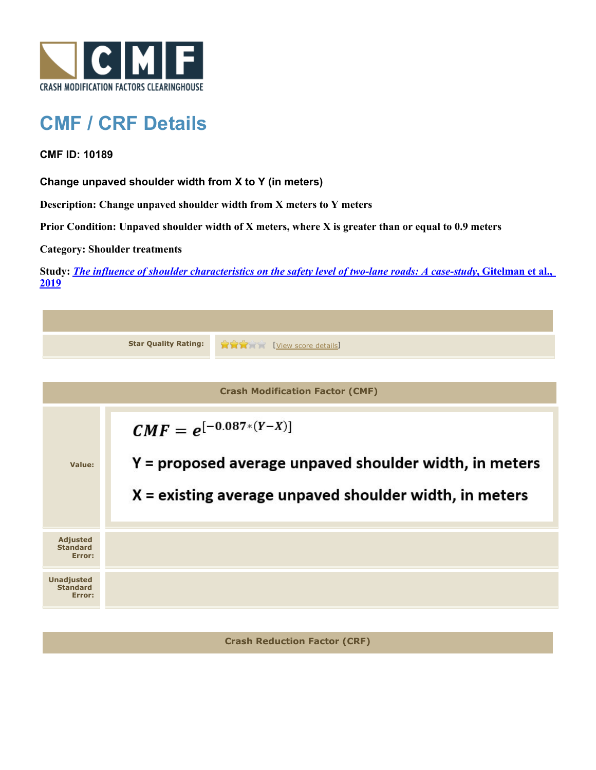CRASH MODIFICATION FACTORS CLEARINGHOUSE

# CMF / CRF Details

**CMF ID: 10189**

### Change unpaved shoulder width from X to Y (in meters)

**Description:** Change unpaved shoulder width from X meters to Y meters

**Prior Condition:** Unpaved shoulder width of X meters, where X is greater than or equal to 0.9 meters

**Category:** Shoulder treatments

**Study:** *The influence of shoulder characteristics on the safety level of two-lane roads: A case-study*, Gitelman et al., 2019

| | |
|---|---|
| **Star Quality Rating:** | 3 of 5 stars [View score details] |

| Crash Modification Factor (CMF) | |
|---|---|
| **Value:** | $CMF = e^{[-0.087*(Y-X)]}$ <br> Y = proposed average unpaved shoulder width, in meters <br> X = existing average unpaved shoulder width, in meters |
| **Adjusted Standard Error:** | |
| **Unadjusted Standard Error:** | |

| Crash Reduction Factor (CRF) |
|---|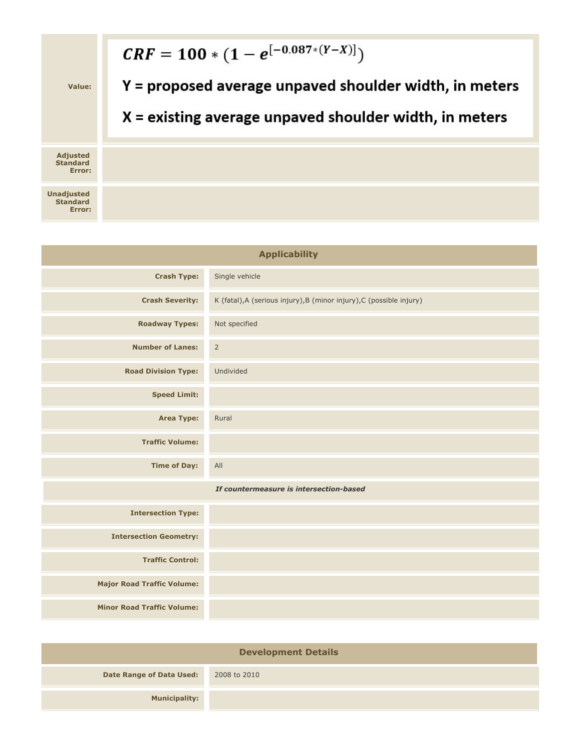| | |
|---|---|
| **Value:** | $$CRF = 100 * (1 - e^{[-0.087*(Y-X)]})$$ Y = proposed average unpaved shoulder width, in meters<br>X = existing average unpaved shoulder width, in meters |
| **Adjusted Standard Error:** | |
| **Unadjusted Standard Error:** | |

| Applicability | |
|---|---|
| **Crash Type:** | Single vehicle |
| **Crash Severity:** | K (fatal),A (serious injury),B (minor injury),C (possible injury) |
| **Roadway Types:** | Not specified |
| **Number of Lanes:** | 2 |
| **Road Division Type:** | Undivided |
| **Speed Limit:** | |
| **Area Type:** | Rural |
| **Traffic Volume:** | |
| **Time of Day:** | All |
| ***If countermeasure is intersection-based*** | |
| **Intersection Type:** | |
| **Intersection Geometry:** | |
| **Traffic Control:** | |
| **Major Road Traffic Volume:** | |
| **Minor Road Traffic Volume:** | |

| Development Details | |
|---|---|
| **Date Range of Data Used:** | 2008 to 2010 |
| **Municipality:** | |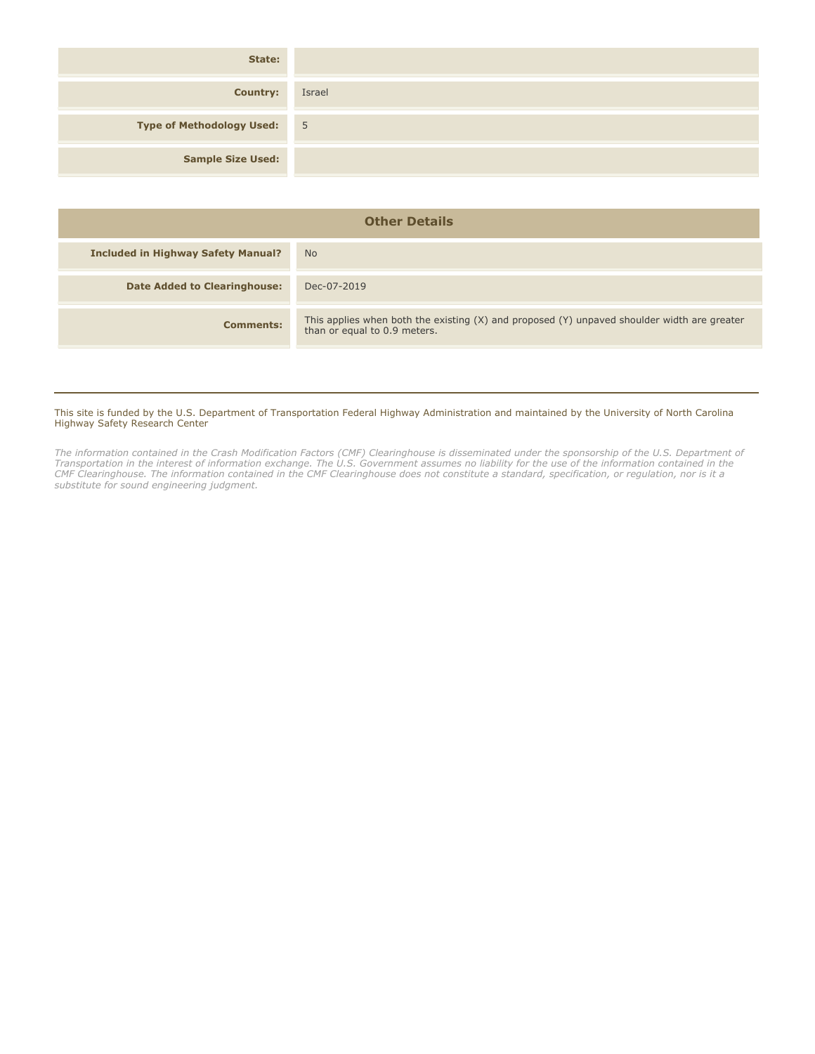| | |
|---|---|
| **State:** | |
| **Country:** | Israel |
| **Type of Methodology Used:** | 5 |
| **Sample Size Used:** | |

## Other Details

| | |
|---|---|
| **Included in Highway Safety Manual?** | No |
| **Date Added to Clearinghouse:** | Dec-07-2019 |
| **Comments:** | This applies when both the existing (X) and proposed (Y) unpaved shoulder width are greater than or equal to 0.9 meters. |

---

This site is funded by the U.S. Department of Transportation Federal Highway Administration and maintained by the University of North Carolina Highway Safety Research Center

*The information contained in the Crash Modification Factors (CMF) Clearinghouse is disseminated under the sponsorship of the U.S. Department of Transportation in the interest of information exchange. The U.S. Government assumes no liability for the use of the information contained in the CMF Clearinghouse. The information contained in the CMF Clearinghouse does not constitute a standard, specification, or regulation, nor is it a substitute for sound engineering judgment.*